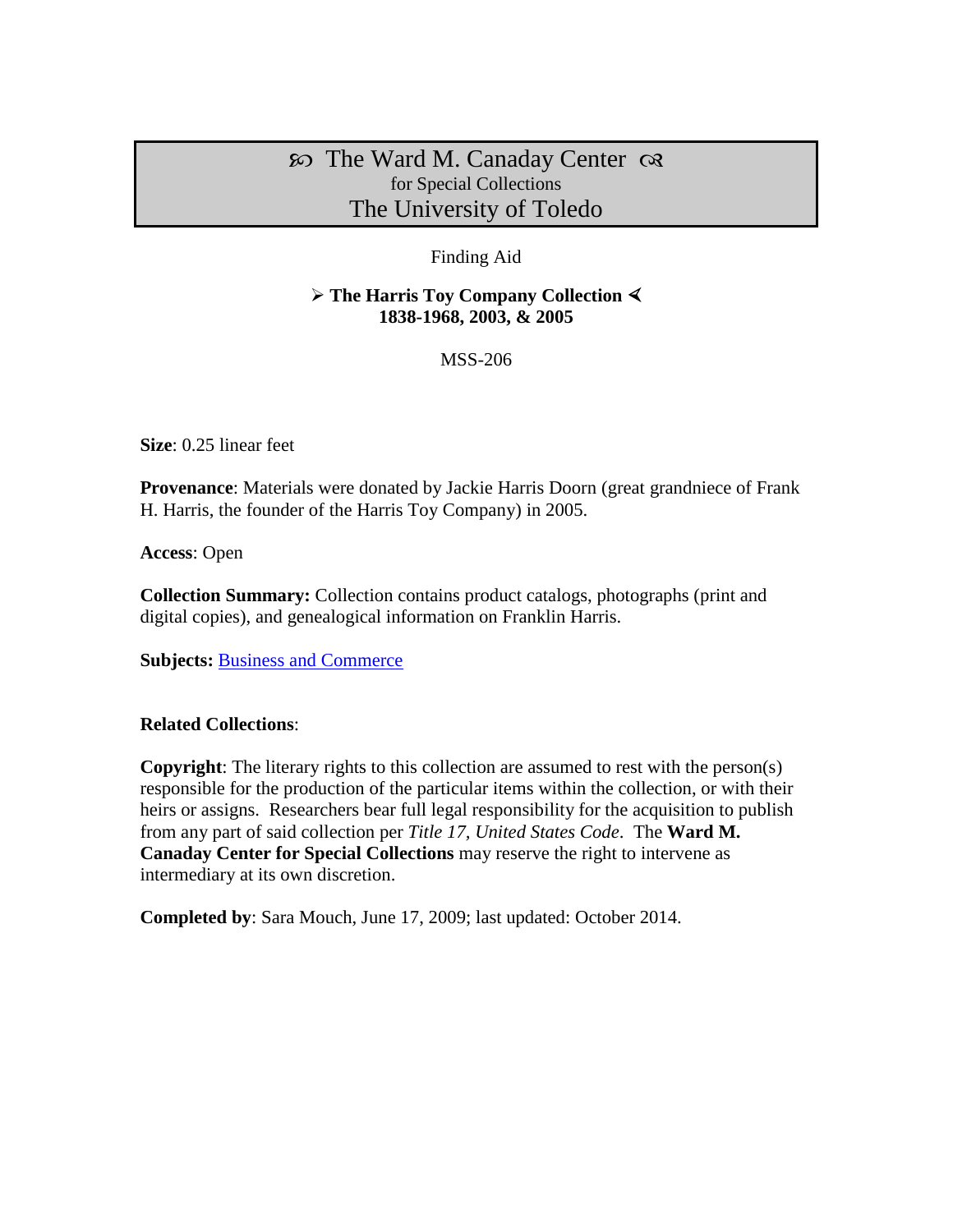# ∞ The Ward M. Canaday Center ∞
for Special Collections
The University of Toledo

Finding Aid

## ➢ The Harris Toy Company Collection ⋖
**1838-1968, 2003, & 2005**

MSS-206

**Size**: 0.25 linear feet

**Provenance**: Materials were donated by Jackie Harris Doorn (great grandniece of Frank H. Harris, the founder of the Harris Toy Company) in 2005.

**Access**: Open

**Collection Summary:** Collection contains product catalogs, photographs (print and digital copies), and genealogical information on Franklin Harris.

**Subjects:** Business and Commerce

**Related Collections**:

**Copyright**: The literary rights to this collection are assumed to rest with the person(s) responsible for the production of the particular items within the collection, or with their heirs or assigns. Researchers bear full legal responsibility for the acquisition to publish from any part of said collection per *Title 17, United States Code*. The **Ward M. Canaday Center for Special Collections** may reserve the right to intervene as intermediary at its own discretion.

**Completed by**: Sara Mouch, June 17, 2009; last updated: October 2014.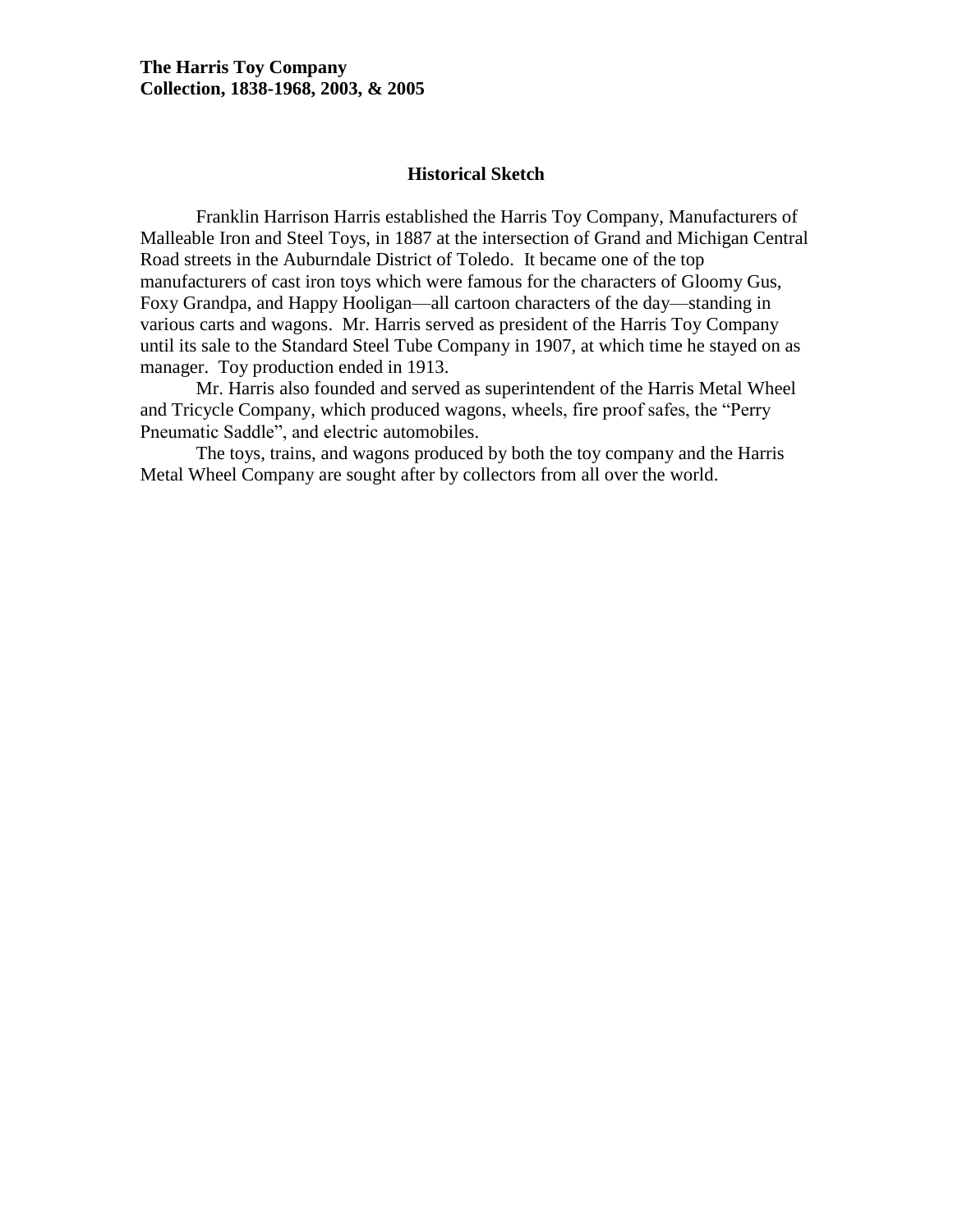**The Harris Toy Company**
**Collection, 1838-1968, 2003, & 2005**

## Historical Sketch

Franklin Harrison Harris established the Harris Toy Company, Manufacturers of Malleable Iron and Steel Toys, in 1887 at the intersection of Grand and Michigan Central Road streets in the Auburndale District of Toledo. It became one of the top manufacturers of cast iron toys which were famous for the characters of Gloomy Gus, Foxy Grandpa, and Happy Hooligan—all cartoon characters of the day—standing in various carts and wagons. Mr. Harris served as president of the Harris Toy Company until its sale to the Standard Steel Tube Company in 1907, at which time he stayed on as manager. Toy production ended in 1913.

Mr. Harris also founded and served as superintendent of the Harris Metal Wheel and Tricycle Company, which produced wagons, wheels, fire proof safes, the "Perry Pneumatic Saddle", and electric automobiles.

The toys, trains, and wagons produced by both the toy company and the Harris Metal Wheel Company are sought after by collectors from all over the world.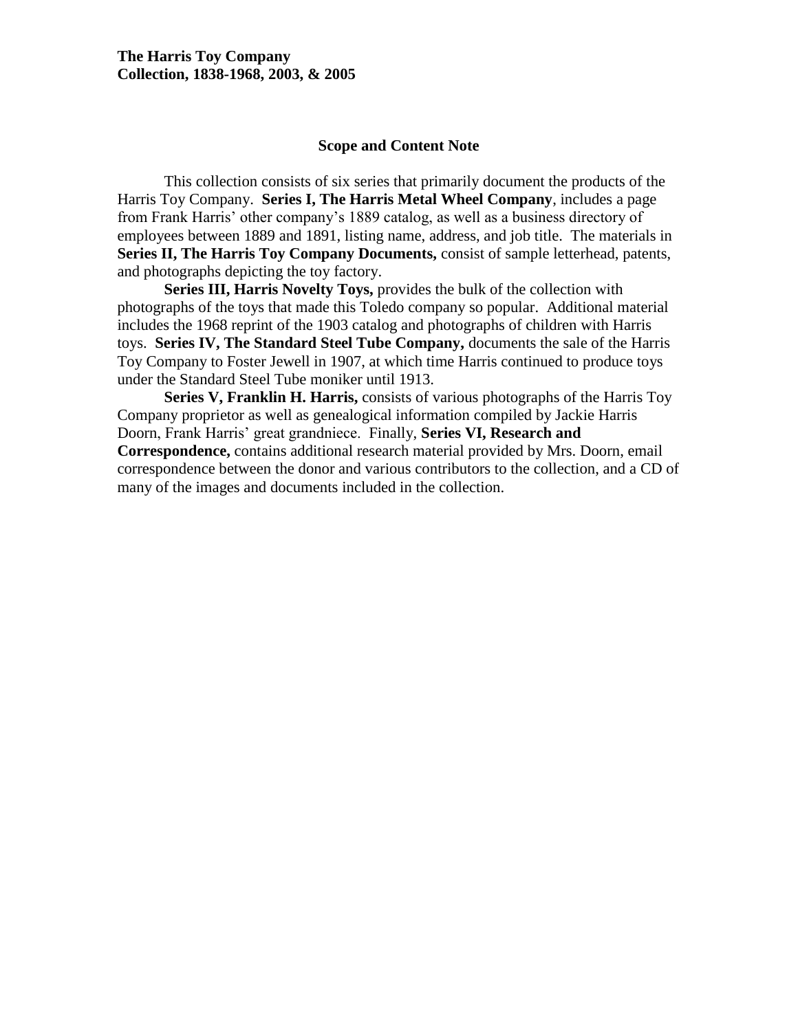**The Harris Toy Company**
**Collection, 1838-1968, 2003, & 2005**

## Scope and Content Note

This collection consists of six series that primarily document the products of the Harris Toy Company. **Series I, The Harris Metal Wheel Company**, includes a page from Frank Harris' other company's 1889 catalog, as well as a business directory of employees between 1889 and 1891, listing name, address, and job title. The materials in **Series II, The Harris Toy Company Documents,** consist of sample letterhead, patents, and photographs depicting the toy factory.

**Series III, Harris Novelty Toys,** provides the bulk of the collection with photographs of the toys that made this Toledo company so popular. Additional material includes the 1968 reprint of the 1903 catalog and photographs of children with Harris toys. **Series IV, The Standard Steel Tube Company,** documents the sale of the Harris Toy Company to Foster Jewell in 1907, at which time Harris continued to produce toys under the Standard Steel Tube moniker until 1913.

**Series V, Franklin H. Harris,** consists of various photographs of the Harris Toy Company proprietor as well as genealogical information compiled by Jackie Harris Doorn, Frank Harris' great grandniece. Finally, **Series VI, Research and Correspondence,** contains additional research material provided by Mrs. Doorn, email correspondence between the donor and various contributors to the collection, and a CD of many of the images and documents included in the collection.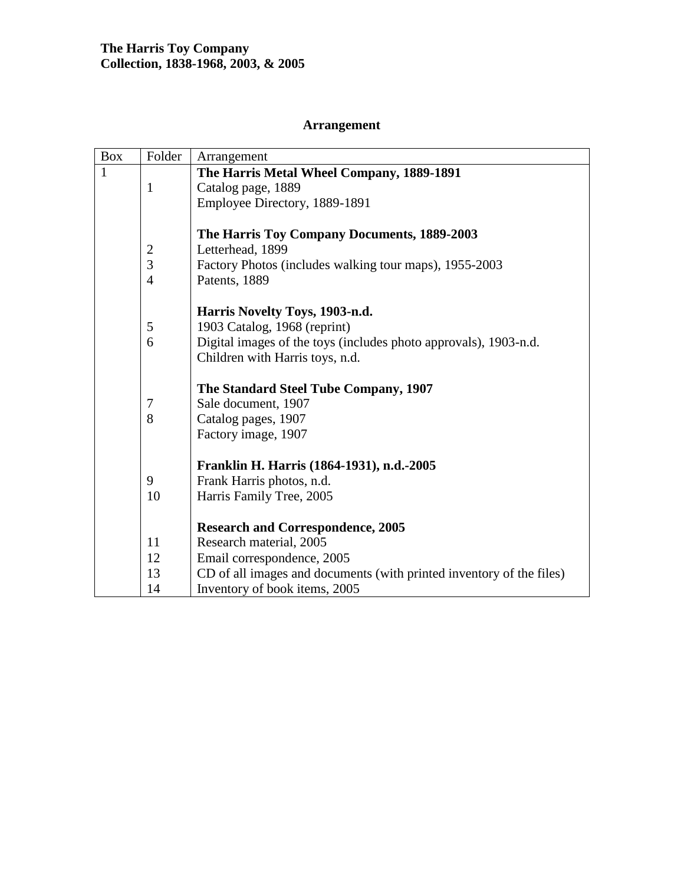**The Harris Toy Company**
**Collection, 1838-1968, 2003, & 2005**

## Arrangement

| Box | Folder | Arrangement |
|---|---|---|
| 1 | | **The Harris Metal Wheel Company, 1889-1891** |
| | 1 | Catalog page, 1889 |
| | | Employee Directory, 1889-1891 |
| | | |
| | | **The Harris Toy Company Documents, 1889-2003** |
| | 2 | Letterhead, 1899 |
| | 3 | Factory Photos (includes walking tour maps), 1955-2003 |
| | 4 | Patents, 1889 |
| | | |
| | | **Harris Novelty Toys, 1903-n.d.** |
| | 5 | 1903 Catalog, 1968 (reprint) |
| | 6 | Digital images of the toys (includes photo approvals), 1903-n.d. |
| | | Children with Harris toys, n.d. |
| | | |
| | | **The Standard Steel Tube Company, 1907** |
| | 7 | Sale document, 1907 |
| | 8 | Catalog pages, 1907 |
| | | Factory image, 1907 |
| | | |
| | | **Franklin H. Harris (1864-1931), n.d.-2005** |
| | 9 | Frank Harris photos, n.d. |
| | 10 | Harris Family Tree, 2005 |
| | | |
| | | **Research and Correspondence, 2005** |
| | 11 | Research material, 2005 |
| | 12 | Email correspondence, 2005 |
| | 13 | CD of all images and documents (with printed inventory of the files) |
| | 14 | Inventory of book items, 2005 |